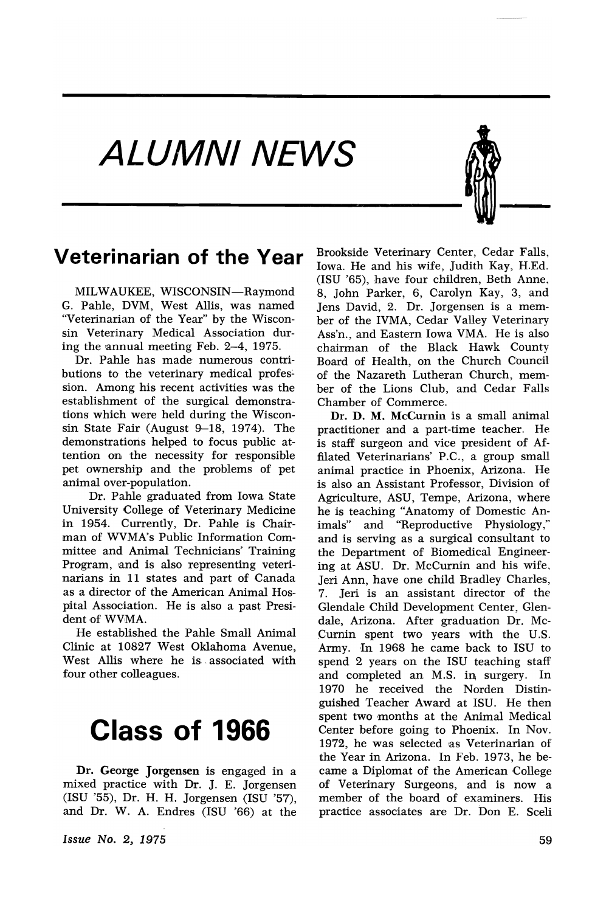# ALUMNI NEWS

## Veterinarian of the Year

MILWAUKEE, WISCONSIN—Raymond G. Pahle, DVM, West Allis, was named "Veterinarian of the Year" by the Wisconsin Veterinary Medical Association during the annual meeting Feb. 2–4, 1975.

Dr. Pahle has made numerous contributions to the veterinary medical profession. Among his recent activities was the establishment of the surgical demonstrations which were held during the Wisconsin State Fair (August 9–18, 1974). The demonstrations helped to focus public attention on the necessity for responsible pet ownership and the problems of pet animal over-population.

Dr. Pahle graduated from Iowa State University College of Veterinary Medicine in 1954. Currently, Dr. Pahle is Chairman of WVMA's Public Information Committee and Animal Technicians' Training Program, and is also representing veterinarians in 11 states and part of Canada as a director of the American Animal Hospital Association. He is also a past President of WVMA.

He established the Pahle Small Animal Clinic at 10827 West Oklahoma Avenue, West Allis where he is associated with four other colleagues.

## Class of 1966

**Dr. George Jorgensen** is engaged in a mixed practice with Dr. J. E. Jorgensen (ISU '55), Dr. H. H. Jorgensen (ISU '57), and Dr. W. A. Endres (ISU '66) at the Brookside Veterinary Center, Cedar Falls, Iowa. He and his wife, Judith Kay, H.Ed. (ISU '65), have four children, Beth Anne, 8, John Parker, 6, Carolyn Kay, 3, and Jens David, 2. Dr. Jorgensen is a member of the IVMA, Cedar Valley Veterinary Ass'n., and Eastern Iowa VMA. He is also chairman of the Black Hawk County Board of Health, on the Church Council of the Nazareth Lutheran Church, member of the Lions Club, and Cedar Falls Chamber of Commerce.

**Dr. D. M. McCurnin** is a small animal practitioner and a part-time teacher. He is staff surgeon and vice president of Affilated Veterinarians' P.C., a group small animal practice in Phoenix, Arizona. He is also an Assistant Professor, Division of Agriculture, ASU, Tempe, Arizona, where he is teaching "Anatomy of Domestic Animals" and "Reproductive Physiology," and is serving as a surgical consultant to the Department of Biomedical Engineering at ASU. Dr. McCurnin and his wife, Jeri Ann, have one child Bradley Charles, 7. Jeri is an assistant director of the Glendale Child Development Center, Glendale, Arizona. After graduation Dr. McCurnin spent two years with the U.S. Army. In 1968 he came back to ISU to spend 2 years on the ISU teaching staff and completed an M.S. in surgery. In 1970 he received the Norden Distinguished Teacher Award at ISU. He then spent two months at the Animal Medical Center before going to Phoenix. In Nov. 1972, he was selected as Veterinarian of the Year in Arizona. In Feb. 1973, he became a Diplomat of the American College of Veterinary Surgeons, and is now a member of the board of examiners. His practice associates are Dr. Don E. Sceli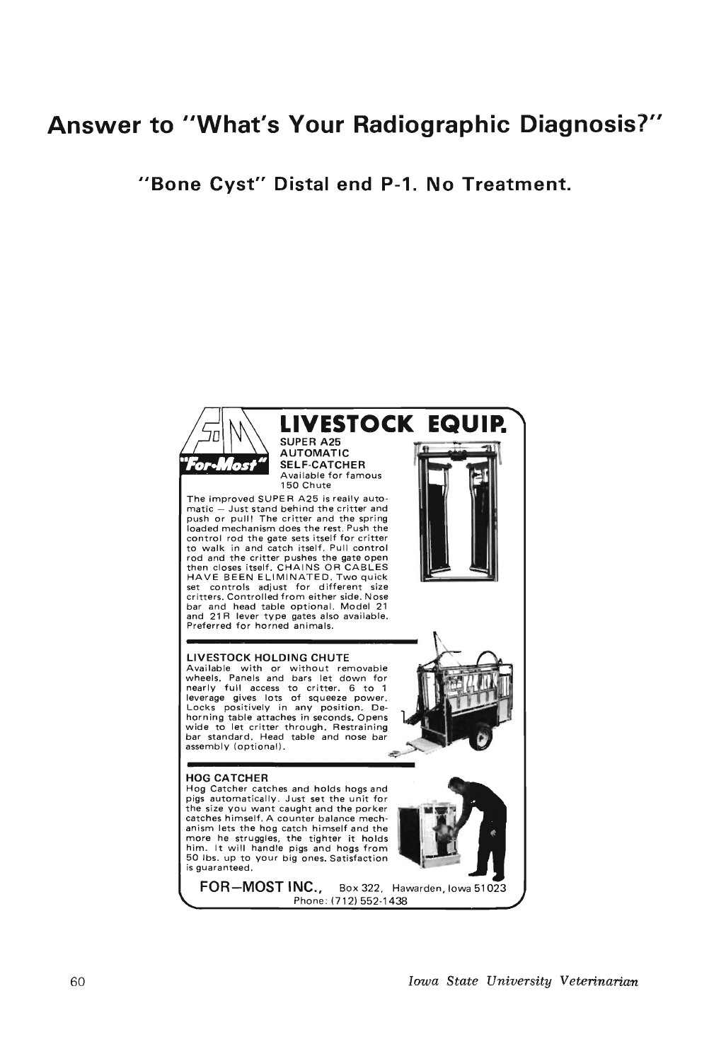# Answer to "What's Your Radiographic Diagnosis?"

**"Bone Cyst" Distal end P-1. No Treatment.**

## LIVESTOCK EQUIP.

"For-Most"

**SUPER A25 AUTOMATIC SELF-CATCHER**
Available for famous 150 Chute

The improved SUPER A25 is really automatic — Just stand behind the critter and push or pull! The critter and the spring loaded mechanism does the rest. Push the control rod the gate sets itself for critter to walk in and catch itself. Pull control rod and the critter pushes the gate open then closes itself. CHAINS OR CABLES HAVE BEEN ELIMINATED. Two quick set controls adjust for different size critters. Controlled from either side. Nose bar and head table optional. Model 21 and 21R lever type gates also available. Preferred for horned animals.

**LIVESTOCK HOLDING CHUTE**
Available with or without removable wheels. Panels and bars let down for nearly full access to critter. 6 to 1 leverage gives lots of squeeze power. Locks positively in any position. Dehorning table attaches in seconds. Opens wide to let critter through. Restraining bar standard. Head table and nose bar assembly (optional).

**HOG CATCHER**
Hog Catcher catches and holds hogs and pigs automatically. Just set the unit for the size you want caught and the porker catches himself. A counter balance mechanism lets the hog catch himself and the more he struggles, the tighter it holds him. It will handle pigs and hogs from 50 lbs. up to your big ones. Satisfaction is guaranteed.

**FOR—MOST INC.**, Box 322, Hawarden, Iowa 51023
Phone: (712) 552-1438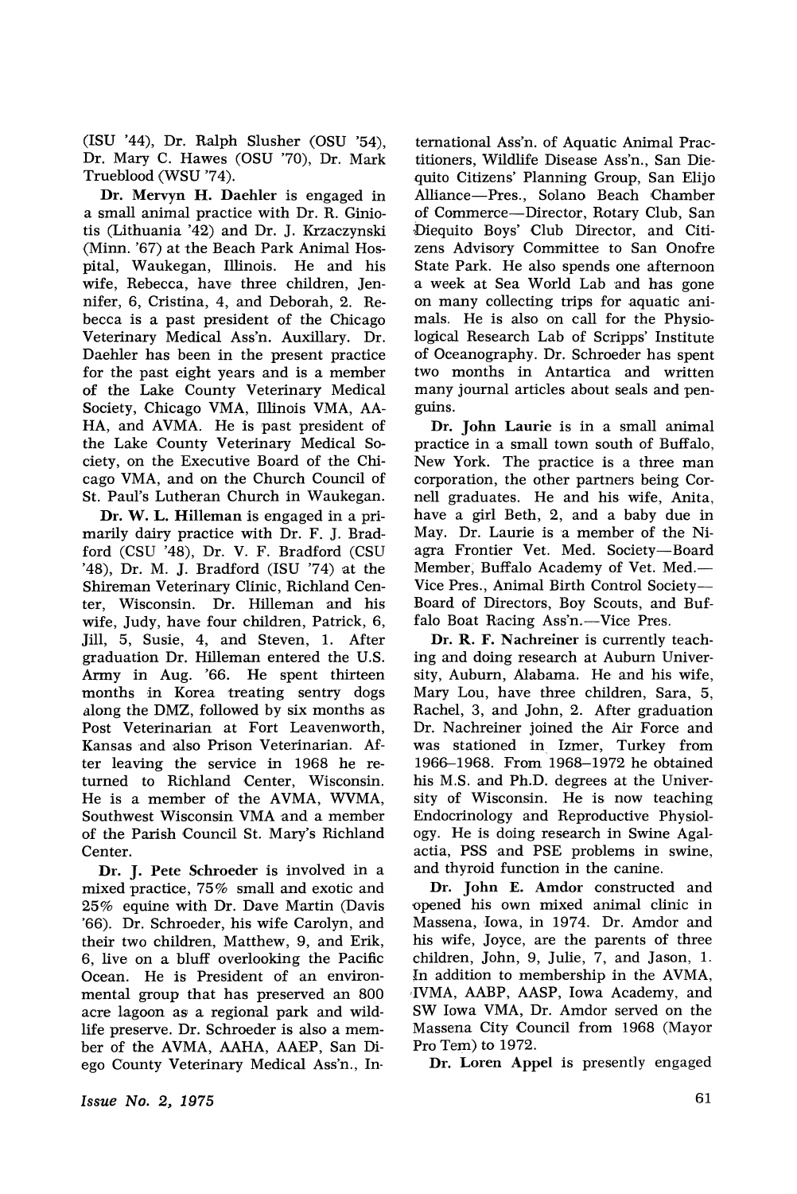(ISU '44), Dr. Ralph Slusher (OSU '54), Dr. Mary C. Hawes (OSU '70), Dr. Mark Trueblood (WSU '74).

**Dr. Mervyn H. Daehler** is engaged in a small animal practice with Dr. R. Giniotis (Lithuania '42) and Dr. J. Krzaczynski (Minn. '67) at the Beach Park Animal Hospital, Waukegan, Illinois. He and his wife, Rebecca, have three children, Jennifer, 6, Cristina, 4, and Deborah, 2. Rebecca is a past president of the Chicago Veterinary Medical Ass'n. Auxillary. Dr. Daehler has been in the present practice for the past eight years and is a member of the Lake County Veterinary Medical Society, Chicago VMA, Illinois VMA, AAHA, and AVMA. He is past president of the Lake County Veterinary Medical Society, on the Executive Board of the Chicago VMA, and on the Church Council of St. Paul's Lutheran Church in Waukegan.

**Dr. W. L. Hilleman** is engaged in a primarily dairy practice with Dr. F. J. Bradford (CSU '48), Dr. V. F. Bradford (CSU '48), Dr. M. J. Bradford (ISU '74) at the Shireman Veterinary Clinic, Richland Center, Wisconsin. Dr. Hilleman and his wife, Judy, have four children, Patrick, 6, Jill, 5, Susie, 4, and Steven, 1. After graduation Dr. Hilleman entered the U.S. Army in Aug. '66. He spent thirteen months in Korea treating sentry dogs along the DMZ, followed by six months as Post Veterinarian at Fort Leavenworth, Kansas and also Prison Veterinarian. After leaving the service in 1968 he returned to Richland Center, Wisconsin. He is a member of the AVMA, WVMA, Southwest Wisconsin VMA and a member of the Parish Council St. Mary's Richland Center.

**Dr. J. Pete Schroeder** is involved in a mixed practice, 75% small and exotic and 25% equine with Dr. Dave Martin (Davis '66). Dr. Schroeder, his wife Carolyn, and their two children, Matthew, 9, and Erik, 6, live on a bluff overlooking the Pacific Ocean. He is President of an environmental group that has preserved an 800 acre lagoon as a regional park and wildlife preserve. Dr. Schroeder is also a member of the AVMA, AAHA, AAEP, San Diego County Veterinary Medical Ass'n., International Ass'n. of Aquatic Animal Practitioners, Wildlife Disease Ass'n., San Diequito Citizens' Planning Group, San Elijo Alliance—Pres., Solano Beach Chamber of Commerce—Director, Rotary Club, San Diequito Boys' Club Director, and Citizens Advisory Committee to San Onofre State Park. He also spends one afternoon a week at Sea World Lab and has gone on many collecting trips for aquatic animals. He is also on call for the Physiological Research Lab of Scripps' Institute of Oceanography. Dr. Schroeder has spent two months in Antartica and written many journal articles about seals and penguins.

**Dr. John Laurie** is in a small animal practice in a small town south of Buffalo, New York. The practice is a three man corporation, the other partners being Cornell graduates. He and his wife, Anita, have a girl Beth, 2, and a baby due in May. Dr. Laurie is a member of the Niagra Frontier Vet. Med. Society—Board Member, Buffalo Academy of Vet. Med.—Vice Pres., Animal Birth Control Society—Board of Directors, Boy Scouts, and Buffalo Boat Racing Ass'n.—Vice Pres.

**Dr. R. F. Nachreiner** is currently teaching and doing research at Auburn University, Auburn, Alabama. He and his wife, Mary Lou, have three children, Sara, 5, Rachel, 3, and John, 2. After graduation Dr. Nachreiner joined the Air Force and was stationed in Izmer, Turkey from 1966–1968. From 1968–1972 he obtained his M.S. and Ph.D. degrees at the University of Wisconsin. He is now teaching Endocrinology and Reproductive Physiology. He is doing research in Swine Agalactia, PSS and PSE problems in swine, and thyroid function in the canine.

**Dr. John E. Amdor** constructed and opened his own mixed animal clinic in Massena, Iowa, in 1974. Dr. Amdor and his wife, Joyce, are the parents of three children, John, 9, Julie, 7, and Jason, 1. In addition to membership in the AVMA, IVMA, AABP, AASP, Iowa Academy, and SW Iowa VMA, Dr. Amdor served on the Massena City Council from 1968 (Mayor Pro Tem) to 1972.

**Dr. Loren Appel** is presently engaged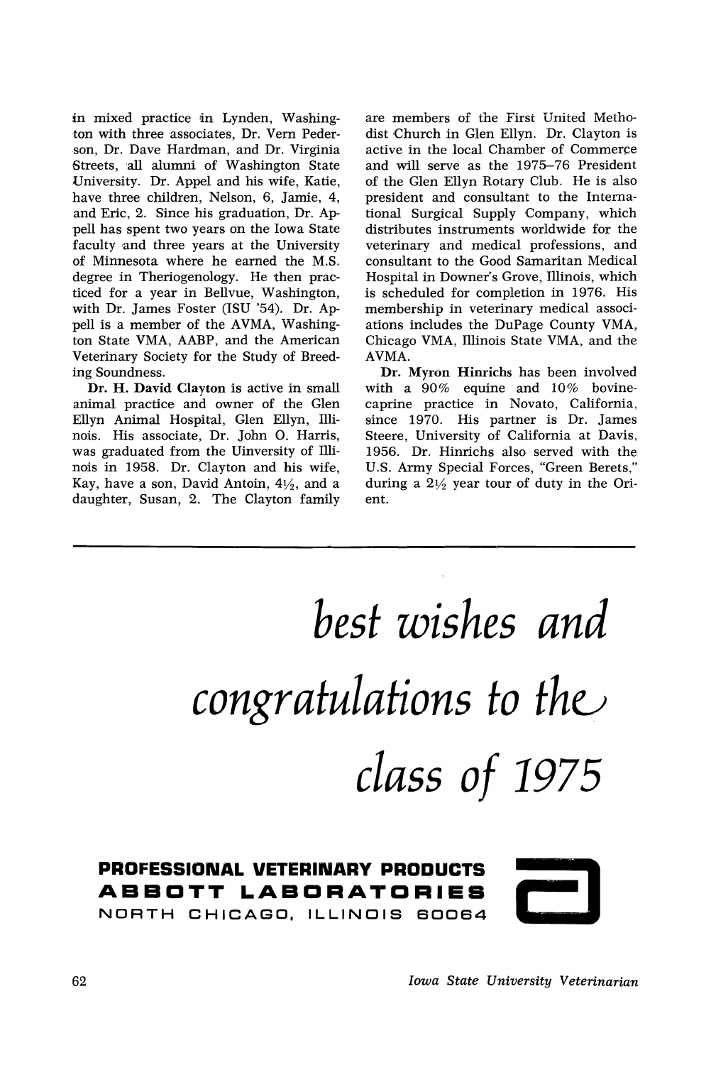in mixed practice in Lynden, Washington with three associates, Dr. Vern Pederson, Dr. Dave Hardman, and Dr. Virginia Streets, all alumni of Washington State University. Dr. Appel and his wife, Katie, have three children, Nelson, 6, Jamie, 4, and Eric, 2. Since his graduation, Dr. Appell has spent two years on the Iowa State faculty and three years at the University of Minnesota where he earned the M.S. degree in Theriogenology. He then practiced for a year in Bellvue, Washington, with Dr. James Foster (ISU '54). Dr. Appell is a member of the AVMA, Washington State VMA, AABP, and the American Veterinary Society for the Study of Breeding Soundness.

**Dr. H. David Clayton** is active in small animal practice and owner of the Glen Ellyn Animal Hospital, Glen Ellyn, Illinois. His associate, Dr. John O. Harris, was graduated from the Uinversity of Illinois in 1958. Dr. Clayton and his wife, Kay, have a son, David Antoin, 4½, and a daughter, Susan, 2. The Clayton family are members of the First United Methodist Church in Glen Ellyn. Dr. Clayton is active in the local Chamber of Commerce and will serve as the 1975–76 President of the Glen Ellyn Rotary Club. He is also president and consultant to the International Surgical Supply Company, which distributes instruments worldwide for the veterinary and medical professions, and consultant to the Good Samaritan Medical Hospital in Downer's Grove, Illinois, which is scheduled for completion in 1976. His membership in veterinary medical associations includes the DuPage County VMA, Chicago VMA, Illinois State VMA, and the AVMA.

**Dr. Myron Hinrichs** has been involved with a 90% equine and 10% bovine-caprine practice in Novato, California, since 1970. His partner is Dr. James Steere, University of California at Davis, 1956. Dr. Hinrichs also served with the U.S. Army Special Forces, "Green Berets," during a 2½ year tour of duty in the Orient.

---

*best wishes and congratulations to the class of 1975*

**PROFESSIONAL VETERINARY PRODUCTS**
**ABBOTT LABORATORIES**
NORTH CHICAGO, ILLINOIS 60064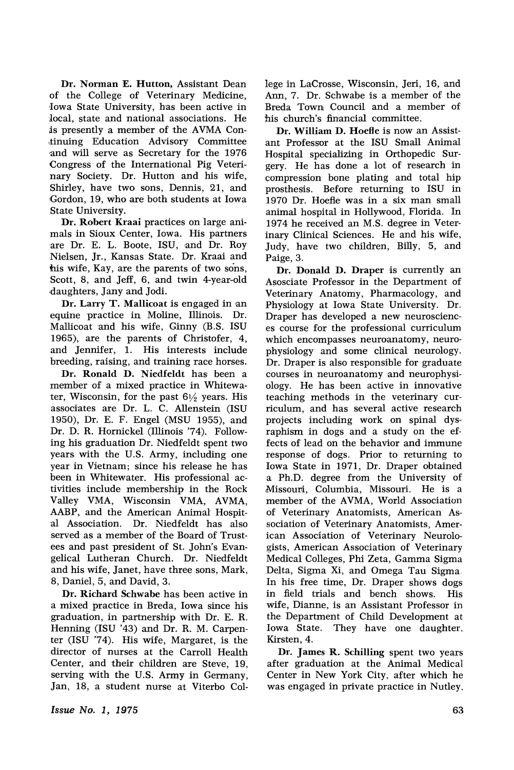**Dr. Norman E. Hutton**, Assistant Dean of the College of Veterinary Medicine, Iowa State University, has been active in local, state and national associations. He is presently a member of the AVMA Continuing Education Advisory Committee and will serve as Secretary for the 1976 Congress of the International Pig Veterinary Society. Dr. Hutton and his wife, Shirley, have two sons, Dennis, 21, and Gordon, 19, who are both students at Iowa State University.

**Dr. Robert Kraai** practices on large animals in Sioux Center, Iowa. His partners are Dr. E. L. Boote, ISU, and Dr. Roy Nielsen, Jr., Kansas State. Dr. Kraai and his wife, Kay, are the parents of two sons, Scott, 8, and Jeff, 6, and twin 4-year-old daughters, Jany and Jodi.

**Dr. Larry T. Mallicoat** is engaged in an equine practice in Moline, Illinois. Dr. Mallicoat and his wife, Ginny (B.S. ISU 1965), are the parents of Christofer, 4, and Jennifer, 1. His interests include breeding, raising, and training race horses.

**Dr. Ronald D. Niedfeldt** has been a member of a mixed practice in Whitewater, Wisconsin, for the past 6½ years. His associates are Dr. L. C. Allenstein (ISU 1950), Dr. E. F. Engel (MSU 1955), and Dr. D. R. Hornickel (Illinois '74). Following his graduation Dr. Niedfeldt spent two years with the U.S. Army, including one year in Vietnam; since his release he has been in Whitewater. His professional activities include membership in the Rock Valley VMA, Wisconsin VMA, AVMA, AABP, and the American Animal Hospital Association. Dr. Niedfeldt has also served as a member of the Board of Trustees and past president of St. John's Evangelical Lutheran Church. Dr. Niedfeldt and his wife, Janet, have three sons, Mark, 8, Daniel, 5, and David, 3.

**Dr. Richard Schwabe** has been active in a mixed practice in Breda, Iowa since his graduation, in partnership with Dr. E. R. Henning (ISU '43) and Dr. R. M. Carpenter (ISU '74). His wife, Margaret, is the director of nurses at the Carroll Health Center, and their children are Steve, 19, serving with the U.S. Army in Germany, Jan, 18, a student nurse at Viterbo College in LaCrosse, Wisconsin, Jeri, 16, and Ann, 7. Dr. Schwabe is a member of the Breda Town Council and a member of his church's financial committee.

**Dr. William D. Hoefle** is now an Assistant Professor at the ISU Small Animal Hospital specializing in Orthopedic Surgery. He has done a lot of research in compression bone plating and total hip prosthesis. Before returning to ISU in 1970 Dr. Hoefle was in a six man small animal hospital in Hollywood, Florida. In 1974 he received an M.S. degree in Veterinary Clinical Sciences. He and his wife, Judy, have two children, Billy, 5, and Paige, 3.

**Dr. Donald D. Draper** is currently an Asosciate Professor in the Department of Veterinary Anatomy, Pharmacology, and Physiology at Iowa State University. Dr. Draper has developed a new neurosciences course for the professional curriculum which encompasses neuroanatomy, neurophysiology and some clinical neurology. Dr. Draper is also responsible for graduate courses in neuroanatomy and neurophysiology. He has been active in innovative teaching methods in the veterinary curriculum, and has several active research projects including work on spinal dysraphism in dogs and a study on the effects of lead on the behavior and immune response of dogs. Prior to returning to Iowa State in 1971, Dr. Draper obtained a Ph.D. degree from the University of Missouri, Columbia, Missouri. He is a member of the AVMA, World Association of Veterinary Anatomists, American Association of Veterinary Anatomists, American Association of Veterinary Neurologists, American Association of Veterinary Medical Colleges, Phi Zeta, Gamma Sigma Delta, Sigma Xi, and Omega Tau Sigma. In his free time, Dr. Draper shows dogs in field trials and bench shows. His wife, Dianne, is an Assistant Professor in the Department of Child Development at Iowa State. They have one daughter, Kirsten, 4.

**Dr. James R. Schilling** spent two years after graduation at the Animal Medical Center in New York City, after which he was engaged in private practice in Nutley,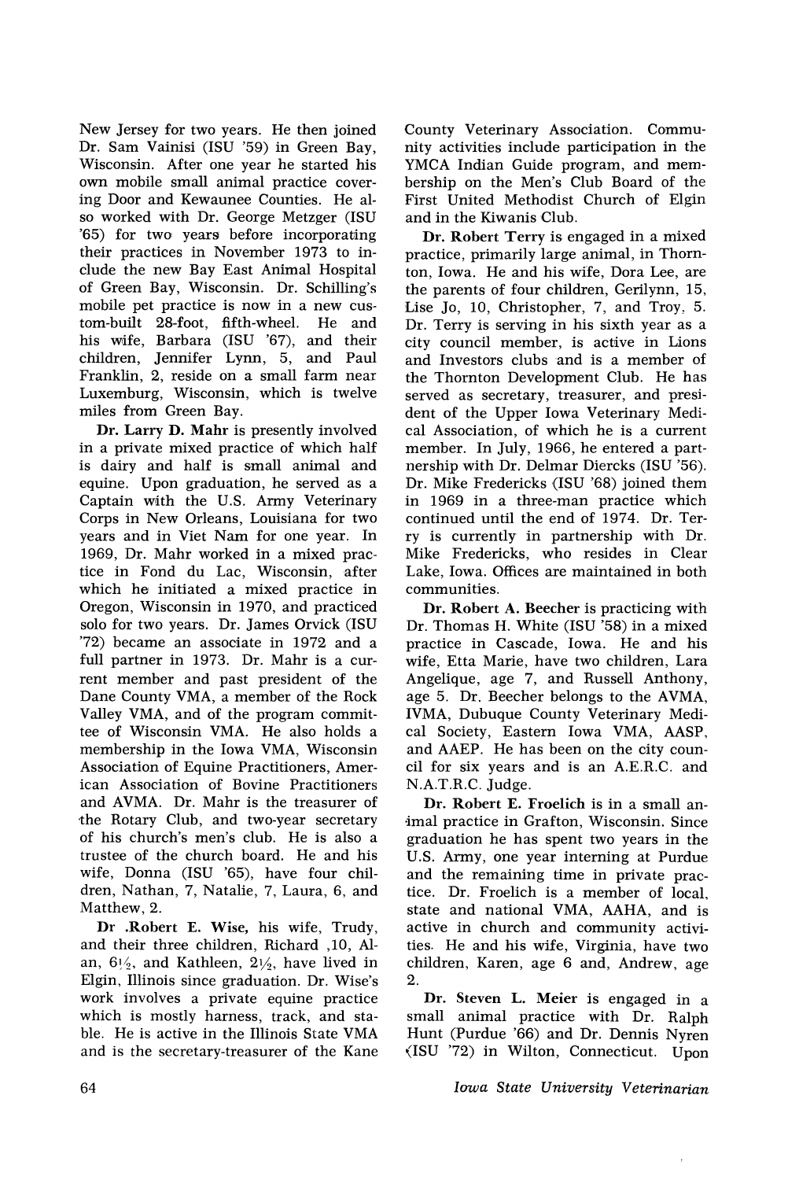New Jersey for two years. He then joined Dr. Sam Vainisi (ISU '59) in Green Bay, Wisconsin. After one year he started his own mobile small animal practice covering Door and Kewaunee Counties. He also worked with Dr. George Metzger (ISU '65) for two years before incorporating their practices in November 1973 to include the new Bay East Animal Hospital of Green Bay, Wisconsin. Dr. Schilling's mobile pet practice is now in a new custom-built 28-foot, fifth-wheel. He and his wife, Barbara (ISU '67), and their children, Jennifer Lynn, 5, and Paul Franklin, 2, reside on a small farm near Luxemburg, Wisconsin, which is twelve miles from Green Bay.

**Dr. Larry D. Mahr** is presently involved in a private mixed practice of which half is dairy and half is small animal and equine. Upon graduation, he served as a Captain with the U.S. Army Veterinary Corps in New Orleans, Louisiana for two years and in Viet Nam for one year. In 1969, Dr. Mahr worked in a mixed practice in Fond du Lac, Wisconsin, after which he initiated a mixed practice in Oregon, Wisconsin in 1970, and practiced solo for two years. Dr. James Orvick (ISU '72) became an associate in 1972 and a full partner in 1973. Dr. Mahr is a current member and past president of the Dane County VMA, a member of the Rock Valley VMA, and of the program committee of Wisconsin VMA. He also holds a membership in the Iowa VMA, Wisconsin Association of Equine Practitioners, American Association of Bovine Practitioners and AVMA. Dr. Mahr is the treasurer of the Rotary Club, and two-year secretary of his church's men's club. He is also a trustee of the church board. He and his wife, Donna (ISU '65), have four children, Nathan, 7, Natalie, 7, Laura, 6, and Matthew, 2.

**Dr .Robert E. Wise,** his wife, Trudy, and their three children, Richard ,10, Alan, 6½, and Kathleen, 2½, have lived in Elgin, Illinois since graduation. Dr. Wise's work involves a private equine practice which is mostly harness, track, and stable. He is active in the Illinois State VMA and is the secretary-treasurer of the Kane County Veterinary Association. Community activities include participation in the YMCA Indian Guide program, and membership on the Men's Club Board of the First United Methodist Church of Elgin and in the Kiwanis Club.

**Dr. Robert Terry** is engaged in a mixed practice, primarily large animal, in Thornton, Iowa. He and his wife, Dora Lee, are the parents of four children, Gerilynn, 15, Lise Jo, 10, Christopher, 7, and Troy, 5. Dr. Terry is serving in his sixth year as a city council member, is active in Lions and Investors clubs and is a member of the Thornton Development Club. He has served as secretary, treasurer, and president of the Upper Iowa Veterinary Medical Association, of which he is a current member. In July, 1966, he entered a partnership with Dr. Delmar Diercks (ISU '56). Dr. Mike Fredericks (ISU '68) joined them in 1969 in a three-man practice which continued until the end of 1974. Dr. Terry is currently in partnership with Dr. Mike Fredericks, who resides in Clear Lake, Iowa. Offices are maintained in both communities.

**Dr. Robert A. Beecher** is practicing with Dr. Thomas H. White (ISU '58) in a mixed practice in Cascade, Iowa. He and his wife, Etta Marie, have two children, Lara Angelique, age 7, and Russell Anthony, age 5. Dr. Beecher belongs to the AVMA, IVMA, Dubuque County Veterinary Medical Society, Eastern Iowa VMA, AASP, and AAEP. He has been on the city council for six years and is an A.E.R.C. and N.A.T.R.C. Judge.

**Dr. Robert E. Froelich** is in a small animal practice in Grafton, Wisconsin. Since graduation he has spent two years in the U.S. Army, one year interning at Purdue and the remaining time in private practice. Dr. Froelich is a member of local, state and national VMA, AAHA, and is active in church and community activities. He and his wife, Virginia, have two children, Karen, age 6 and, Andrew, age 2.

**Dr. Steven L. Meier** is engaged in a small animal practice with Dr. Ralph Hunt (Purdue '66) and Dr. Dennis Nyren (ISU '72) in Wilton, Connecticut. Upon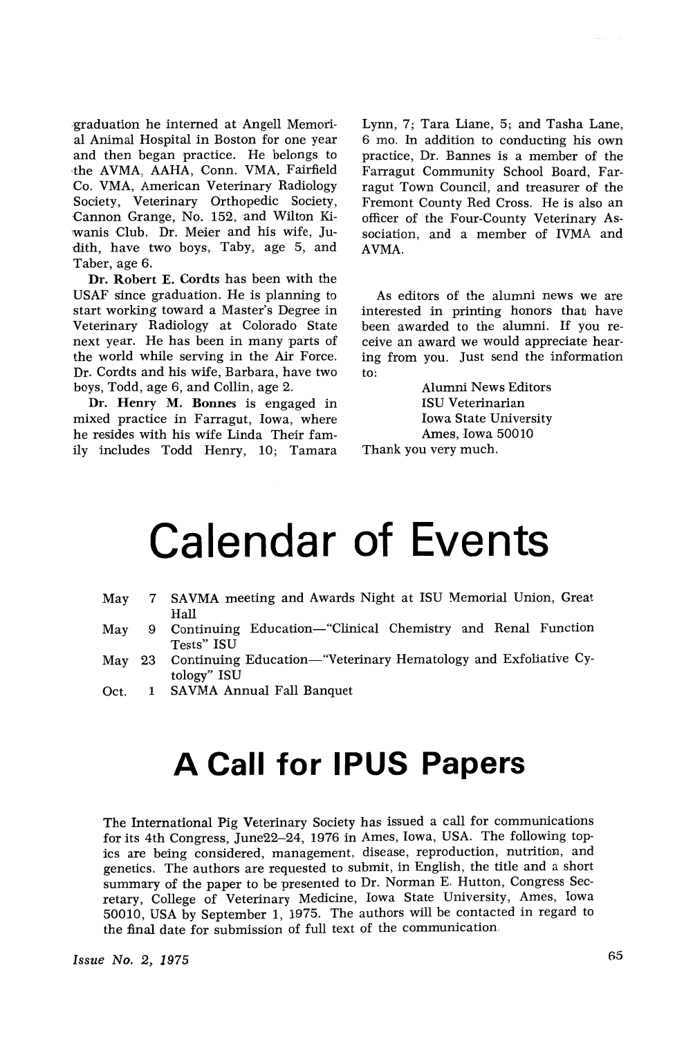graduation he interned at Angell Memorial Animal Hospital in Boston for one year and then began practice. He belongs to the AVMA, AAHA, Conn. VMA, Fairfield Co. VMA, American Veterinary Radiology Society, Veterinary Orthopedic Society, Cannon Grange, No. 152, and Wilton Kiwanis Club. Dr. Meier and his wife, Judith, have two boys, Taby, age 5, and Taber, age 6.

**Dr. Robert E. Cordts** has been with the USAF since graduation. He is planning to start working toward a Master's Degree in Veterinary Radiology at Colorado State next year. He has been in many parts of the world while serving in the Air Force. Dr. Cordts and his wife, Barbara, have two boys, Todd, age 6, and Collin, age 2.

**Dr. Henry M. Bonnes** is engaged in mixed practice in Farragut, Iowa, where he resides with his wife Linda Their family includes Todd Henry, 10; Tamara Lynn, 7; Tara Liane, 5; and Tasha Lane, 6 mo. In addition to conducting his own practice, Dr. Bannes is a member of the Farragut Community School Board, Farragut Town Council, and treasurer of the Fremont County Red Cross. He is also an officer of the Four-County Veterinary Association, and a member of IVMA and AVMA.

As editors of the alumni news we are interested in printing honors that have been awarded to the alumni. If you receive an award we would appreciate hearing from you. Just send the information to:

Alumni News Editors
ISU Veterinarian
Iowa State University
Ames, Iowa 50010

Thank you very much.

# Calendar of Events

| | | |
|---|---|---|
| May | 7 | SAVMA meeting and Awards Night at ISU Memorial Union, Great Hall |
| May | 9 | Continuing Education—"Clinical Chemistry and Renal Function Tests" ISU |
| May | 23 | Continuing Education—"Veterinary Hematology and Exfoliative Cytology" ISU |
| Oct. | 1 | SAVMA Annual Fall Banquet |

# A Call for IPUS Papers

The International Pig Veterinary Society has issued a call for communications for its 4th Congress, June22–24, 1976 in Ames, Iowa, USA. The following topics are being considered, management, disease, reproduction, nutrition, and genetics. The authors are requested to submit, in English, the title and a short summary of the paper to be presented to Dr. Norman E. Hutton, Congress Secretary, College of Veterinary Medicine, Iowa State University, Ames, Iowa 50010, USA by September 1, 1975. The authors will be contacted in regard to the final date for submission of full text of the communication.